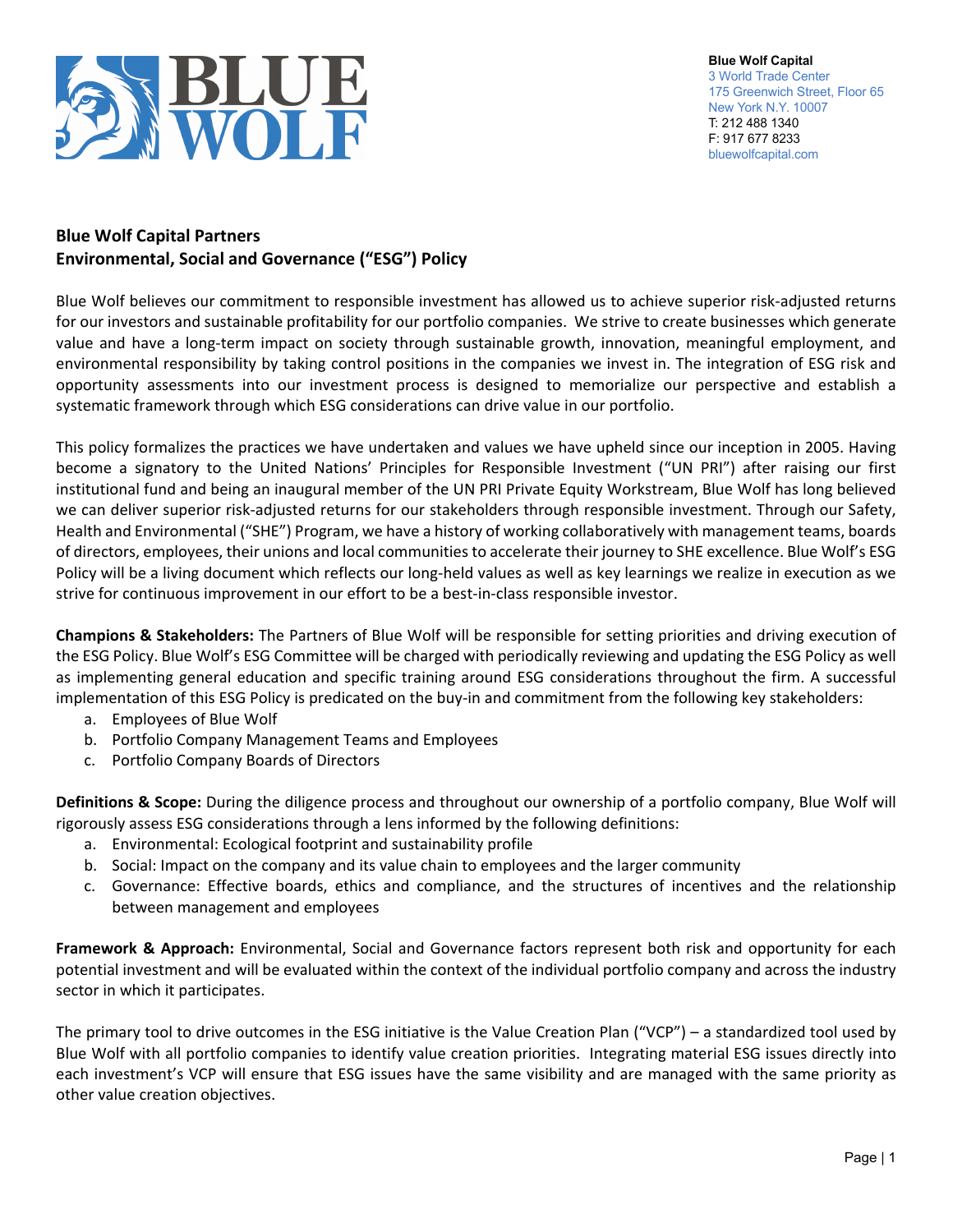Blue Wolf Capital
3 World Trade Center
175 Greenwich Street, Floor 65
New York N.Y. 10007
T: 212 488 1340
F: 917 677 8233
bluewolfcapital.com

**Blue Wolf Capital Partners**
**Environmental, Social and Governance ("ESG") Policy**

Blue Wolf believes our commitment to responsible investment has allowed us to achieve superior risk-adjusted returns for our investors and sustainable profitability for our portfolio companies. We strive to create businesses which generate value and have a long-term impact on society through sustainable growth, innovation, meaningful employment, and environmental responsibility by taking control positions in the companies we invest in. The integration of ESG risk and opportunity assessments into our investment process is designed to memorialize our perspective and establish a systematic framework through which ESG considerations can drive value in our portfolio.

This policy formalizes the practices we have undertaken and values we have upheld since our inception in 2005. Having become a signatory to the United Nations' Principles for Responsible Investment ("UN PRI") after raising our first institutional fund and being an inaugural member of the UN PRI Private Equity Workstream, Blue Wolf has long believed we can deliver superior risk-adjusted returns for our stakeholders through responsible investment. Through our Safety, Health and Environmental ("SHE") Program, we have a history of working collaboratively with management teams, boards of directors, employees, their unions and local communities to accelerate their journey to SHE excellence. Blue Wolf's ESG Policy will be a living document which reflects our long-held values as well as key learnings we realize in execution as we strive for continuous improvement in our effort to be a best-in-class responsible investor.

**Champions & Stakeholders:** The Partners of Blue Wolf will be responsible for setting priorities and driving execution of the ESG Policy. Blue Wolf's ESG Committee will be charged with periodically reviewing and updating the ESG Policy as well as implementing general education and specific training around ESG considerations throughout the firm. A successful implementation of this ESG Policy is predicated on the buy-in and commitment from the following key stakeholders:

a. Employees of Blue Wolf
b. Portfolio Company Management Teams and Employees
c. Portfolio Company Boards of Directors

**Definitions & Scope:** During the diligence process and throughout our ownership of a portfolio company, Blue Wolf will rigorously assess ESG considerations through a lens informed by the following definitions:

a. Environmental: Ecological footprint and sustainability profile
b. Social: Impact on the company and its value chain to employees and the larger community
c. Governance: Effective boards, ethics and compliance, and the structures of incentives and the relationship between management and employees

**Framework & Approach:** Environmental, Social and Governance factors represent both risk and opportunity for each potential investment and will be evaluated within the context of the individual portfolio company and across the industry sector in which it participates.

The primary tool to drive outcomes in the ESG initiative is the Value Creation Plan ("VCP") – a standardized tool used by Blue Wolf with all portfolio companies to identify value creation priorities. Integrating material ESG issues directly into each investment's VCP will ensure that ESG issues have the same visibility and are managed with the same priority as other value creation objectives.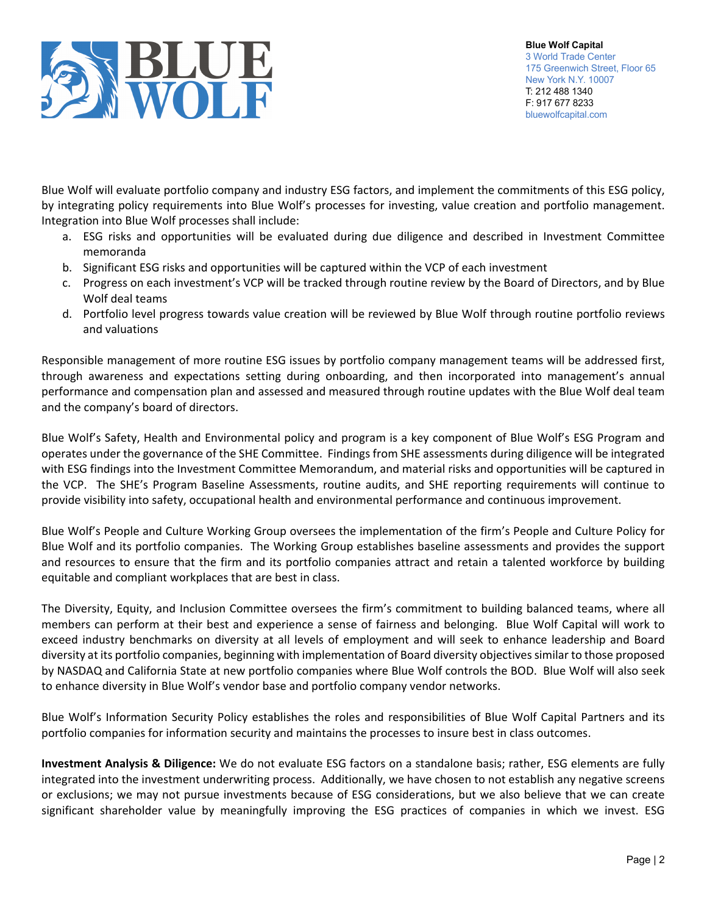Blue Wolf will evaluate portfolio company and industry ESG factors, and implement the commitments of this ESG policy, by integrating policy requirements into Blue Wolf's processes for investing, value creation and portfolio management. Integration into Blue Wolf processes shall include:

a. ESG risks and opportunities will be evaluated during due diligence and described in Investment Committee memoranda
b. Significant ESG risks and opportunities will be captured within the VCP of each investment
c. Progress on each investment's VCP will be tracked through routine review by the Board of Directors, and by Blue Wolf deal teams
d. Portfolio level progress towards value creation will be reviewed by Blue Wolf through routine portfolio reviews and valuations

Responsible management of more routine ESG issues by portfolio company management teams will be addressed first, through awareness and expectations setting during onboarding, and then incorporated into management's annual performance and compensation plan and assessed and measured through routine updates with the Blue Wolf deal team and the company's board of directors.

Blue Wolf's Safety, Health and Environmental policy and program is a key component of Blue Wolf's ESG Program and operates under the governance of the SHE Committee. Findings from SHE assessments during diligence will be integrated with ESG findings into the Investment Committee Memorandum, and material risks and opportunities will be captured in the VCP. The SHE's Program Baseline Assessments, routine audits, and SHE reporting requirements will continue to provide visibility into safety, occupational health and environmental performance and continuous improvement.

Blue Wolf's People and Culture Working Group oversees the implementation of the firm's People and Culture Policy for Blue Wolf and its portfolio companies. The Working Group establishes baseline assessments and provides the support and resources to ensure that the firm and its portfolio companies attract and retain a talented workforce by building equitable and compliant workplaces that are best in class.

The Diversity, Equity, and Inclusion Committee oversees the firm's commitment to building balanced teams, where all members can perform at their best and experience a sense of fairness and belonging. Blue Wolf Capital will work to exceed industry benchmarks on diversity at all levels of employment and will seek to enhance leadership and Board diversity at its portfolio companies, beginning with implementation of Board diversity objectives similar to those proposed by NASDAQ and California State at new portfolio companies where Blue Wolf controls the BOD. Blue Wolf will also seek to enhance diversity in Blue Wolf's vendor base and portfolio company vendor networks.

Blue Wolf's Information Security Policy establishes the roles and responsibilities of Blue Wolf Capital Partners and its portfolio companies for information security and maintains the processes to insure best in class outcomes.

**Investment Analysis & Diligence:** We do not evaluate ESG factors on a standalone basis; rather, ESG elements are fully integrated into the investment underwriting process. Additionally, we have chosen to not establish any negative screens or exclusions; we may not pursue investments because of ESG considerations, but we also believe that we can create significant shareholder value by meaningfully improving the ESG practices of companies in which we invest. ESG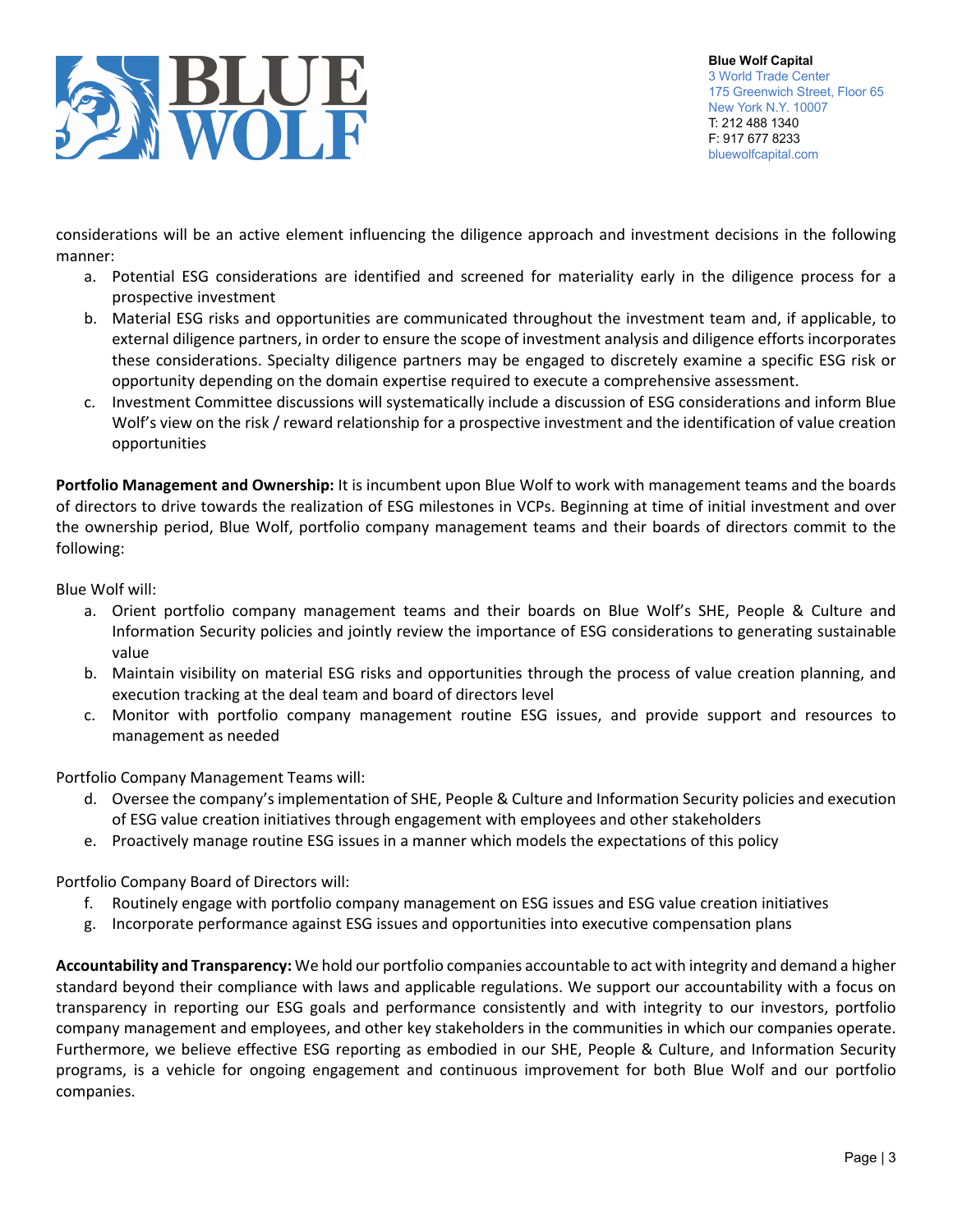considerations will be an active element influencing the diligence approach and investment decisions in the following manner:

a. Potential ESG considerations are identified and screened for materiality early in the diligence process for a prospective investment
b. Material ESG risks and opportunities are communicated throughout the investment team and, if applicable, to external diligence partners, in order to ensure the scope of investment analysis and diligence efforts incorporates these considerations. Specialty diligence partners may be engaged to discretely examine a specific ESG risk or opportunity depending on the domain expertise required to execute a comprehensive assessment.
c. Investment Committee discussions will systematically include a discussion of ESG considerations and inform Blue Wolf's view on the risk / reward relationship for a prospective investment and the identification of value creation opportunities

**Portfolio Management and Ownership:** It is incumbent upon Blue Wolf to work with management teams and the boards of directors to drive towards the realization of ESG milestones in VCPs. Beginning at time of initial investment and over the ownership period, Blue Wolf, portfolio company management teams and their boards of directors commit to the following:

Blue Wolf will:

a. Orient portfolio company management teams and their boards on Blue Wolf's SHE, People & Culture and Information Security policies and jointly review the importance of ESG considerations to generating sustainable value
b. Maintain visibility on material ESG risks and opportunities through the process of value creation planning, and execution tracking at the deal team and board of directors level
c. Monitor with portfolio company management routine ESG issues, and provide support and resources to management as needed

Portfolio Company Management Teams will:

d. Oversee the company's implementation of SHE, People & Culture and Information Security policies and execution of ESG value creation initiatives through engagement with employees and other stakeholders
e. Proactively manage routine ESG issues in a manner which models the expectations of this policy

Portfolio Company Board of Directors will:

f. Routinely engage with portfolio company management on ESG issues and ESG value creation initiatives
g. Incorporate performance against ESG issues and opportunities into executive compensation plans

**Accountability and Transparency:** We hold our portfolio companies accountable to act with integrity and demand a higher standard beyond their compliance with laws and applicable regulations. We support our accountability with a focus on transparency in reporting our ESG goals and performance consistently and with integrity to our investors, portfolio company management and employees, and other key stakeholders in the communities in which our companies operate. Furthermore, we believe effective ESG reporting as embodied in our SHE, People & Culture, and Information Security programs, is a vehicle for ongoing engagement and continuous improvement for both Blue Wolf and our portfolio companies.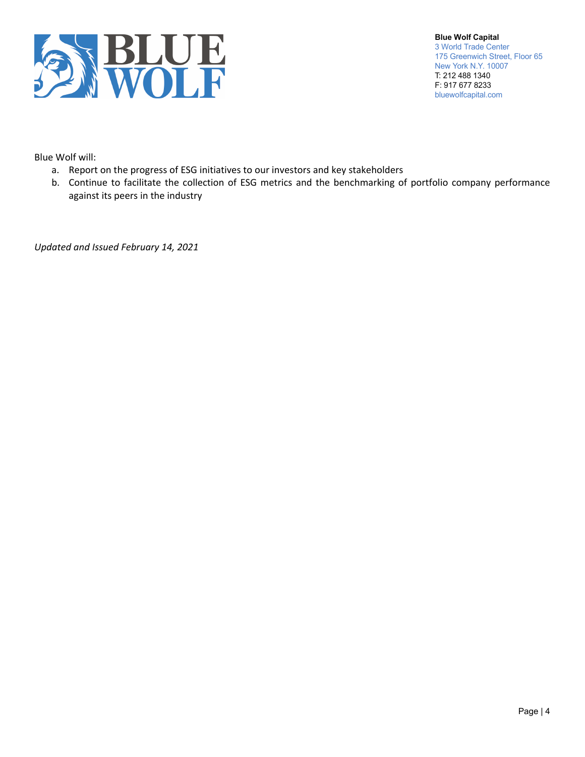Blue Wolf will:

a. Report on the progress of ESG initiatives to our investors and key stakeholders
b. Continue to facilitate the collection of ESG metrics and the benchmarking of portfolio company performance against its peers in the industry

*Updated and Issued February 14, 2021*